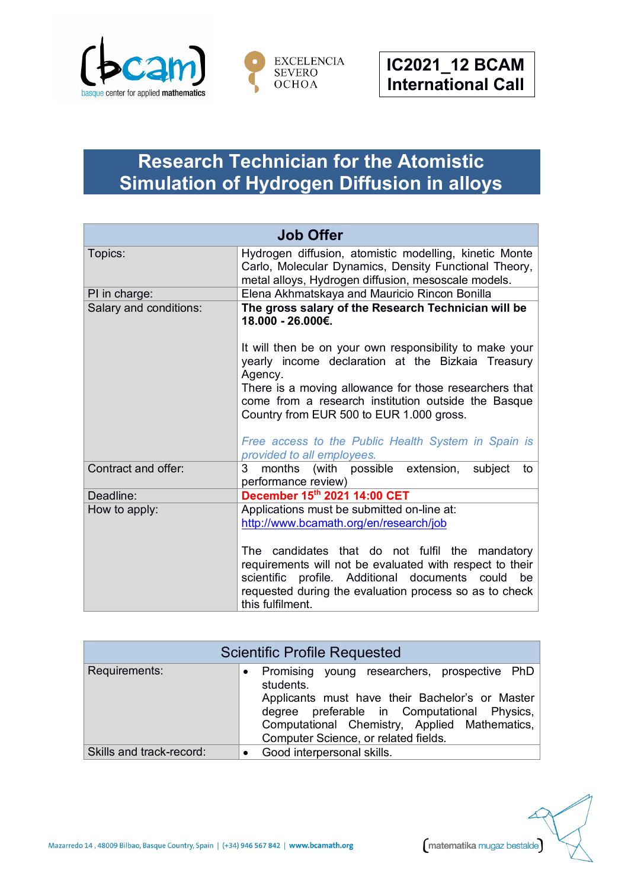**IC2021_12 BCAM International Call**

# Research Technician for the Atomistic Simulation of Hydrogen Diffusion in alloys

| Job Offer | |
|---|---|
| Topics: | Hydrogen diffusion, atomistic modelling, kinetic Monte Carlo, Molecular Dynamics, Density Functional Theory, metal alloys, Hydrogen diffusion, mesoscale models. |
| PI in charge: | Elena Akhmatskaya and Mauricio Rincon Bonilla |
| Salary and conditions: | **The gross salary of the Research Technician will be 18.000 - 26.000€.**<br><br>It will then be on your own responsibility to make your yearly income declaration at the Bizkaia Treasury Agency.<br>There is a moving allowance for those researchers that come from a research institution outside the Basque Country from EUR 500 to EUR 1.000 gross.<br><br>*Free access to the Public Health System in Spain is provided to all employees.* |
| Contract and offer: | 3 months (with possible extension, subject to performance review) |
| Deadline: | **December 15th 2021 14:00 CET** |
| How to apply: | Applications must be submitted on-line at: http://www.bcamath.org/en/research/job<br><br>The candidates that do not fulfil the mandatory requirements will not be evaluated with respect to their scientific profile. Additional documents could be requested during the evaluation process so as to check this fulfilment. |

| Scientific Profile Requested | |
|---|---|
| Requirements: | • Promising young researchers, prospective PhD students.<br>Applicants must have their Bachelor's or Master degree preferable in Computational Physics, Computational Chemistry, Applied Mathematics, Computer Science, or related fields. |
| Skills and track-record: | • Good interpersonal skills. |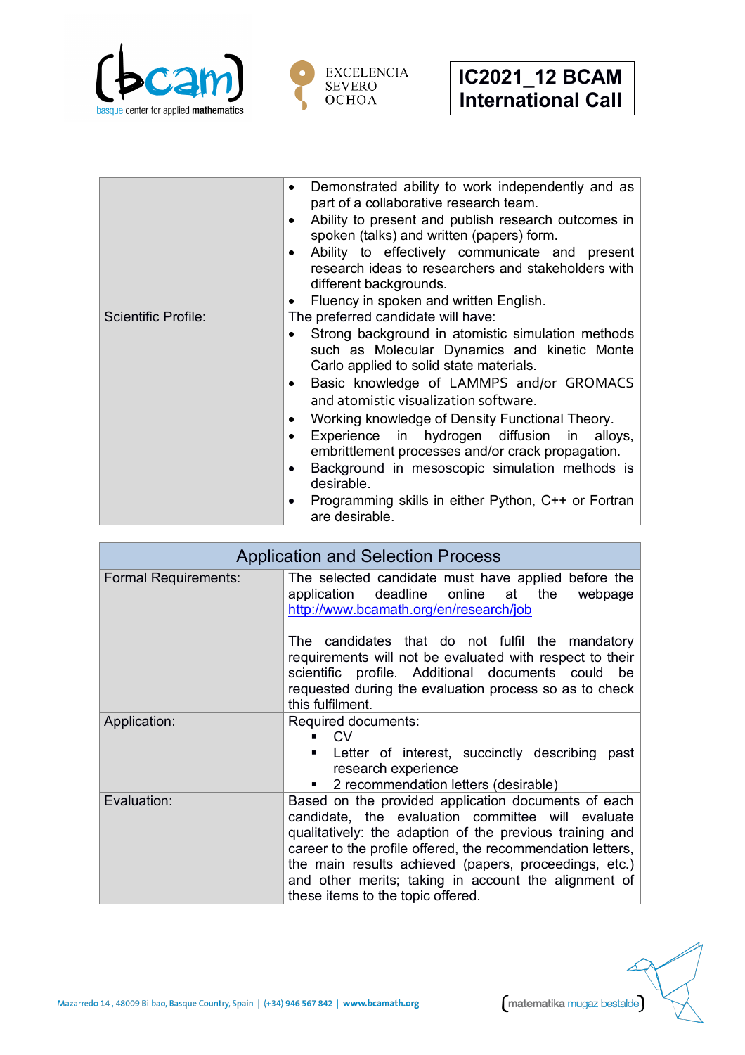| | |
|---|---|
| | • Demonstrated ability to work independently and as part of a collaborative research team.<br>• Ability to present and publish research outcomes in spoken (talks) and written (papers) form.<br>• Ability to effectively communicate and present research ideas to researchers and stakeholders with different backgrounds.<br>• Fluency in spoken and written English. |
| Scientific Profile: | The preferred candidate will have:<br>• Strong background in atomistic simulation methods such as Molecular Dynamics and kinetic Monte Carlo applied to solid state materials.<br>• Basic knowledge of LAMMPS and/or GROMACS and atomistic visualization software.<br>• Working knowledge of Density Functional Theory.<br>• Experience in hydrogen diffusion in alloys, embrittlement processes and/or crack propagation.<br>• Background in mesoscopic simulation methods is desirable.<br>• Programming skills in either Python, C++ or Fortran are desirable. |

| Application and Selection Process | |
|---|---|
| Formal Requirements: | The selected candidate must have applied before the application deadline online at the webpage http://www.bcamath.org/en/research/job<br><br>The candidates that do not fulfil the mandatory requirements will not be evaluated with respect to their scientific profile. Additional documents could be requested during the evaluation process so as to check this fulfilment. |
| Application: | Required documents:<br>▪ CV<br>▪ Letter of interest, succinctly describing past research experience<br>▪ 2 recommendation letters (desirable) |
| Evaluation: | Based on the provided application documents of each candidate, the evaluation committee will evaluate qualitatively: the adaption of the previous training and career to the profile offered, the recommendation letters, the main results achieved (papers, proceedings, etc.) and other merits; taking in account the alignment of these items to the topic offered. |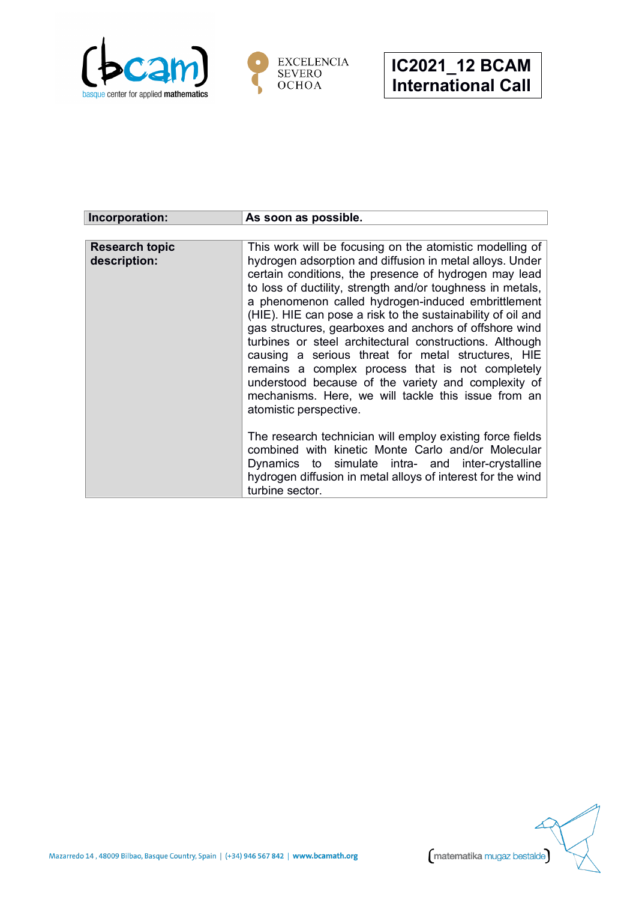**IC2021_12 BCAM International Call**

| | |
|---|---|
| **Incorporation:** | **As soon as possible.** |

| | |
|---|---|
| **Research topic description:** | This work will be focusing on the atomistic modelling of hydrogen adsorption and diffusion in metal alloys. Under certain conditions, the presence of hydrogen may lead to loss of ductility, strength and/or toughness in metals, a phenomenon called hydrogen-induced embrittlement (HIE). HIE can pose a risk to the sustainability of oil and gas structures, gearboxes and anchors of offshore wind turbines or steel architectural constructions. Although causing a serious threat for metal structures, HIE remains a complex process that is not completely understood because of the variety and complexity of mechanisms. Here, we will tackle this issue from an atomistic perspective.<br><br>The research technician will employ existing force fields combined with kinetic Monte Carlo and/or Molecular Dynamics to simulate intra- and inter-crystalline hydrogen diffusion in metal alloys of interest for the wind turbine sector. |